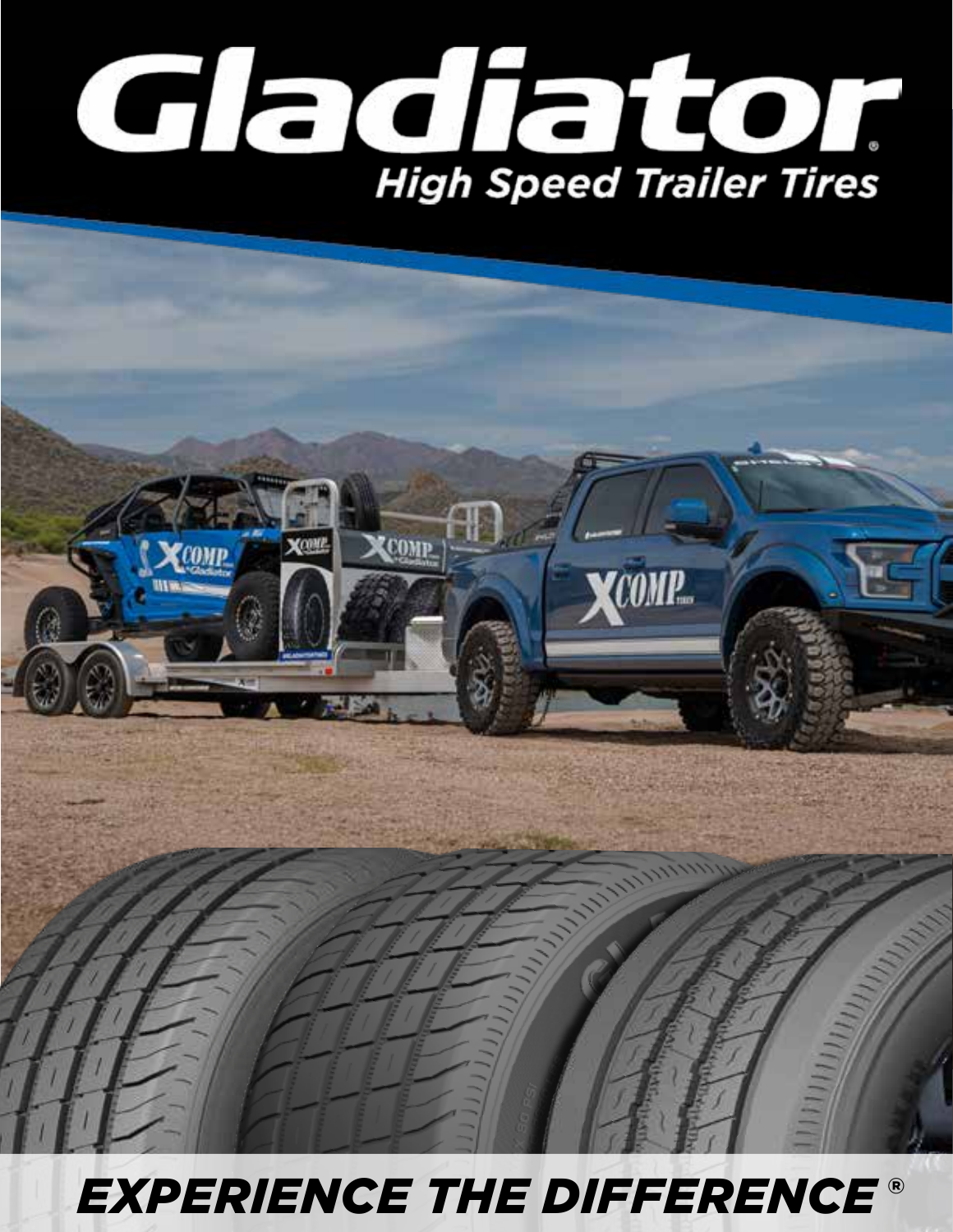# Gladiator®

## High Speed Trailer Tires

**EXPERIENCE THE DIFFERENCE®**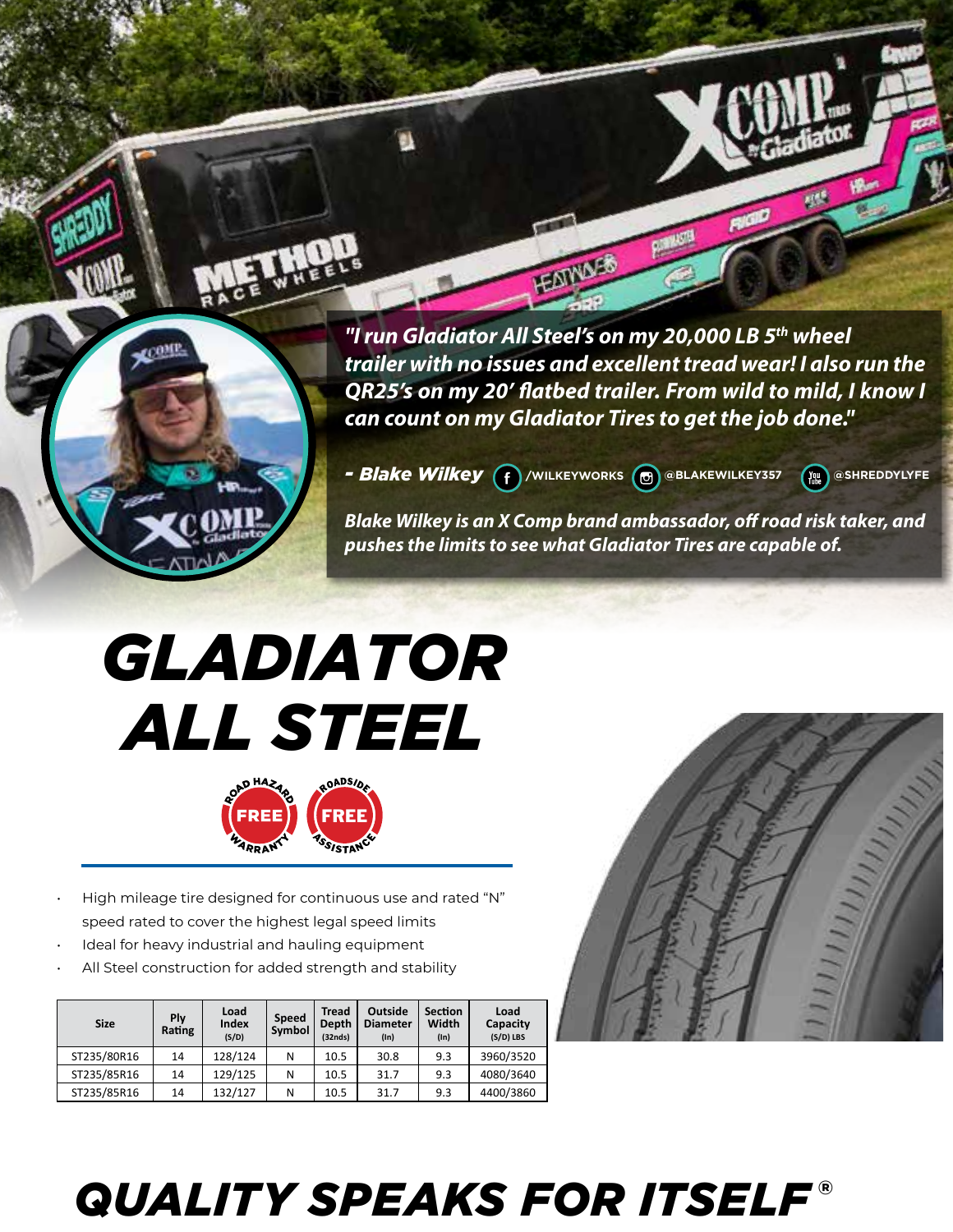*"I run Gladiator All Steel's on my 20,000 LB 5th wheel trailer with no issues and excellent tread wear! I also run the QR25's on my 20' flatbed trailer. From wild to mild, I know I can count on my Gladiator Tires to get the job done."*

***- Blake Wilkey*** /WILKEYWORKS @BLAKEWILKEY357 @SHREDDYLYFE

*Blake Wilkey is an X Comp brand ambassador, off road risk taker, and pushes the limits to see what Gladiator Tires are capable of.*

# GLADIATOR ALL STEEL

ROAD HAZARD WARRANTY FREE | ROADSIDE ASSISTANCE FREE

- High mileage tire designed for continuous use and rated "N" speed rated to cover the highest legal speed limits
- Ideal for heavy industrial and hauling equipment
- All Steel construction for added strength and stability

| Size | Ply Rating | Load Index (S/D) | Speed Symbol | Tread Depth (32nds) | Outside Diameter (In) | Section Width (In) | Load Capacity (S/D) LBS |
|---|---|---|---|---|---|---|---|
| ST235/80R16 | 14 | 128/124 | N | 10.5 | 30.8 | 9.3 | 3960/3520 |
| ST235/85R16 | 14 | 129/125 | N | 10.5 | 31.7 | 9.3 | 4080/3640 |
| ST235/85R16 | 14 | 132/127 | N | 10.5 | 31.7 | 9.3 | 4400/3860 |

## QUALITY SPEAKS FOR ITSELF®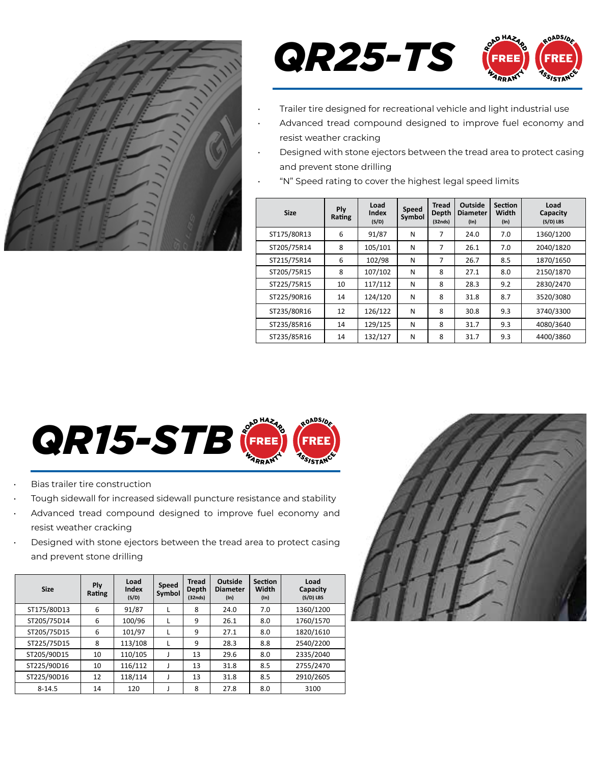# QR25-TS

ROAD HAZARD FREE WARRANTY | ROADSIDE FREE ASSISTANCE

- Trailer tire designed for recreational vehicle and light industrial use
- Advanced tread compound designed to improve fuel economy and resist weather cracking
- Designed with stone ejectors between the tread area to protect casing and prevent stone drilling
- "N" Speed rating to cover the highest legal speed limits

| Size | Ply Rating | Load Index (S/D) | Speed Symbol | Tread Depth (32nds) | Outside Diameter (In) | Section Width (In) | Load Capacity (S/D) LBS |
|---|---|---|---|---|---|---|---|
| ST175/80R13 | 6 | 91/87 | N | 7 | 24.0 | 7.0 | 1360/1200 |
| ST205/75R14 | 8 | 105/101 | N | 7 | 26.1 | 7.0 | 2040/1820 |
| ST215/75R14 | 6 | 102/98 | N | 7 | 26.7 | 8.5 | 1870/1650 |
| ST205/75R15 | 8 | 107/102 | N | 8 | 27.1 | 8.0 | 2150/1870 |
| ST225/75R15 | 10 | 117/112 | N | 8 | 28.3 | 9.2 | 2830/2470 |
| ST225/90R16 | 14 | 124/120 | N | 8 | 31.8 | 8.7 | 3520/3080 |
| ST235/80R16 | 12 | 126/122 | N | 8 | 30.8 | 9.3 | 3740/3300 |
| ST235/85R16 | 14 | 129/125 | N | 8 | 31.7 | 9.3 | 4080/3640 |
| ST235/85R16 | 14 | 132/127 | N | 8 | 31.7 | 9.3 | 4400/3860 |

# QR15-STB

ROAD HAZARD FREE WARRANTY | ROADSIDE FREE ASSISTANCE

- Bias trailer tire construction
- Tough sidewall for increased sidewall puncture resistance and stability
- Advanced tread compound designed to improve fuel economy and resist weather cracking
- Designed with stone ejectors between the tread area to protect casing and prevent stone drilling

| Size | Ply Rating | Load Index (S/D) | Speed Symbol | Tread Depth (32nds) | Outside Diameter (In) | Section Width (In) | Load Capacity (S/D) LBS |
|---|---|---|---|---|---|---|---|
| ST175/80D13 | 6 | 91/87 | L | 8 | 24.0 | 7.0 | 1360/1200 |
| ST205/75D14 | 6 | 100/96 | L | 9 | 26.1 | 8.0 | 1760/1570 |
| ST205/75D15 | 6 | 101/97 | L | 9 | 27.1 | 8.0 | 1820/1610 |
| ST225/75D15 | 8 | 113/108 | L | 9 | 28.3 | 8.8 | 2540/2200 |
| ST205/90D15 | 10 | 110/105 | J | 13 | 29.6 | 8.0 | 2335/2040 |
| ST225/90D16 | 10 | 116/112 | J | 13 | 31.8 | 8.5 | 2755/2470 |
| ST225/90D16 | 12 | 118/114 | J | 13 | 31.8 | 8.5 | 2910/2605 |
| 8-14.5 | 14 | 120 | J | 8 | 27.8 | 8.0 | 3100 |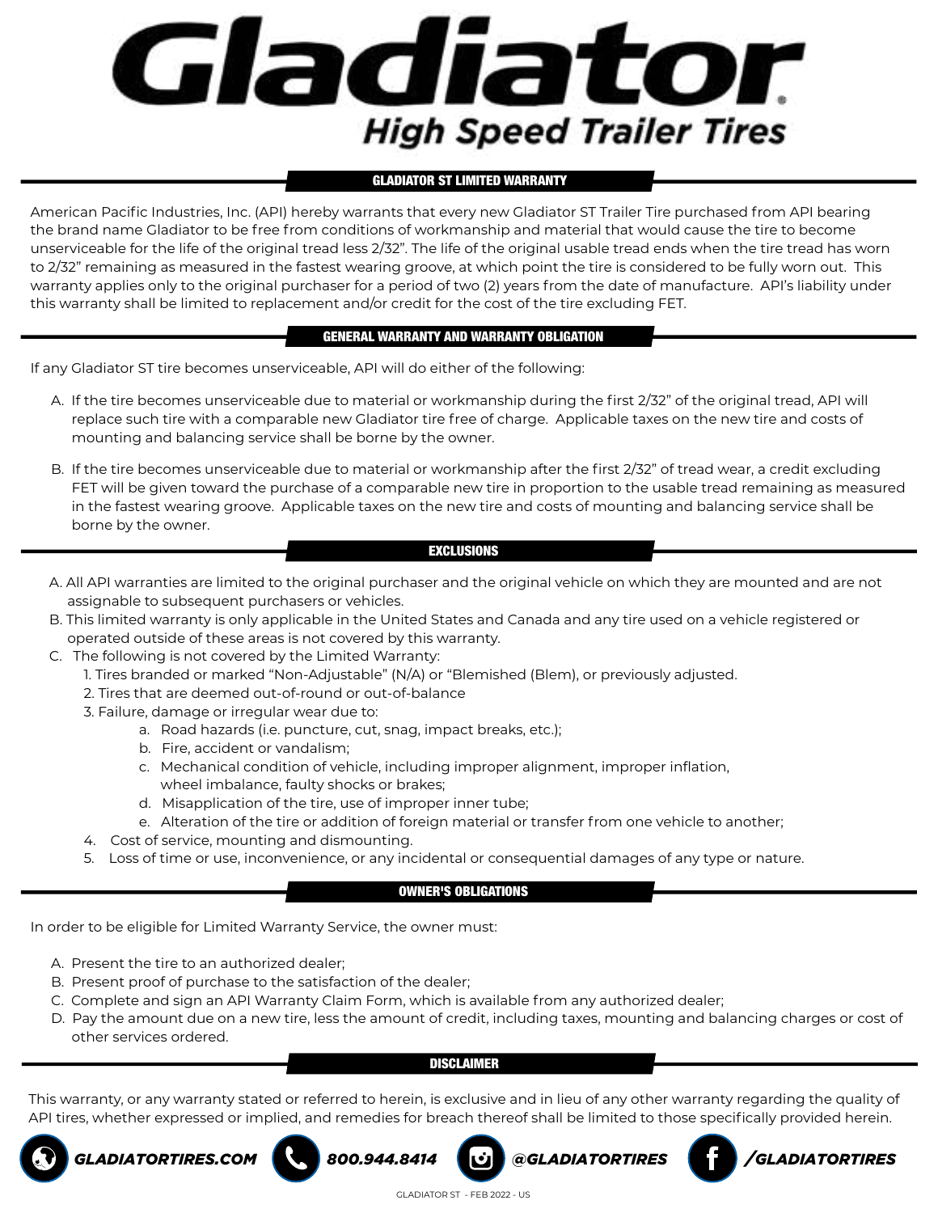# Gladiator

## High Speed Trailer Tires

## GLADIATOR ST LIMITED WARRANTY

American Pacific Industries, Inc. (API) hereby warrants that every new Gladiator ST Trailer Tire purchased from API bearing the brand name Gladiator to be free from conditions of workmanship and material that would cause the tire to become unserviceable for the life of the original tread less 2/32". The life of the original usable tread ends when the tire tread has worn to 2/32" remaining as measured in the fastest wearing groove, at which point the tire is considered to be fully worn out. This warranty applies only to the original purchaser for a period of two (2) years from the date of manufacture. API's liability under this warranty shall be limited to replacement and/or credit for the cost of the tire excluding FET.

## GENERAL WARRANTY AND WARRANTY OBLIGATION

If any Gladiator ST tire becomes unserviceable, API will do either of the following:

A. If the tire becomes unserviceable due to material or workmanship during the first 2/32" of the original tread, API will replace such tire with a comparable new Gladiator tire free of charge. Applicable taxes on the new tire and costs of mounting and balancing service shall be borne by the owner.

B. If the tire becomes unserviceable due to material or workmanship after the first 2/32" of tread wear, a credit excluding FET will be given toward the purchase of a comparable new tire in proportion to the usable tread remaining as measured in the fastest wearing groove. Applicable taxes on the new tire and costs of mounting and balancing service shall be borne by the owner.

## EXCLUSIONS

A. All API warranties are limited to the original purchaser and the original vehicle on which they are mounted and are not assignable to subsequent purchasers or vehicles.

B. This limited warranty is only applicable in the United States and Canada and any tire used on a vehicle registered or operated outside of these areas is not covered by this warranty.

C. The following is not covered by the Limited Warranty:
   1. Tires branded or marked "Non-Adjustable" (N/A) or "Blemished (Blem), or previously adjusted.
   2. Tires that are deemed out-of-round or out-of-balance
   3. Failure, damage or irregular wear due to:
      a. Road hazards (i.e. puncture, cut, snag, impact breaks, etc.);
      b. Fire, accident or vandalism;
      c. Mechanical condition of vehicle, including improper alignment, improper inflation, wheel imbalance, faulty shocks or brakes;
      d. Misapplication of the tire, use of improper inner tube;
      e. Alteration of the tire or addition of foreign material or transfer from one vehicle to another;
   4. Cost of service, mounting and dismounting.
   5. Loss of time or use, inconvenience, or any incidental or consequential damages of any type or nature.

## OWNER'S OBLIGATIONS

In order to be eligible for Limited Warranty Service, the owner must:

A. Present the tire to an authorized dealer;

B. Present proof of purchase to the satisfaction of the dealer;

C. Complete and sign an API Warranty Claim Form, which is available from any authorized dealer;

D. Pay the amount due on a new tire, less the amount of credit, including taxes, mounting and balancing charges or cost of other services ordered.

## DISCLAIMER

This warranty, or any warranty stated or referred to herein, is exclusive and in lieu of any other warranty regarding the quality of API tires, whether expressed or implied, and remedies for breach thereof shall be limited to those specifically provided herein.

**GLADIATORTIRES.COM** | **800.944.8414** | **@GLADIATORTIRES** | **/GLADIATORTIRES**

GLADIATOR ST - FEB 2022 - US